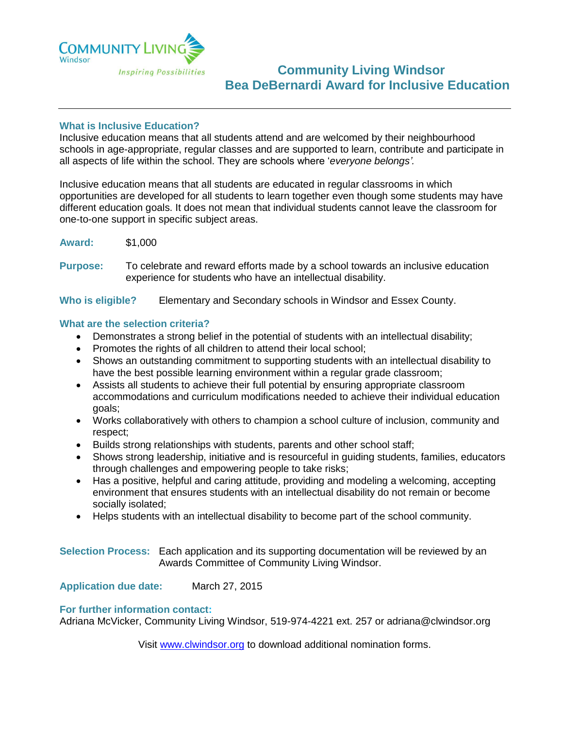Community Living Windsor

*Inspiring Possibilities*

# Community Living Windsor
# Bea DeBernardi Award for Inclusive Education

---

### What is Inclusive Education?

Inclusive education means that all students attend and are welcomed by their neighbourhood schools in age-appropriate, regular classes and are supported to learn, contribute and participate in all aspects of life within the school. They are schools where '*everyone belongs'.*

Inclusive education means that all students are educated in regular classrooms in which opportunities are developed for all students to learn together even though some students may have different education goals. It does not mean that individual students cannot leave the classroom for one-to-one support in specific subject areas.

**Award:** $1,000

**Purpose:** To celebrate and reward efforts made by a school towards an inclusive education experience for students who have an intellectual disability.

**Who is eligible?** Elementary and Secondary schools in Windsor and Essex County.

### What are the selection criteria?

- Demonstrates a strong belief in the potential of students with an intellectual disability;
- Promotes the rights of all children to attend their local school;
- Shows an outstanding commitment to supporting students with an intellectual disability to have the best possible learning environment within a regular grade classroom;
- Assists all students to achieve their full potential by ensuring appropriate classroom accommodations and curriculum modifications needed to achieve their individual education goals;
- Works collaboratively with others to champion a school culture of inclusion, community and respect;
- Builds strong relationships with students, parents and other school staff;
- Shows strong leadership, initiative and is resourceful in guiding students, families, educators through challenges and empowering people to take risks;
- Has a positive, helpful and caring attitude, providing and modeling a welcoming, accepting environment that ensures students with an intellectual disability do not remain or become socially isolated;
- Helps students with an intellectual disability to become part of the school community.

**Selection Process:** Each application and its supporting documentation will be reviewed by an Awards Committee of Community Living Windsor.

**Application due date:** March 27, 2015

### For further information contact:

Adriana McVicker, Community Living Windsor, 519-974-4221 ext. 257 or adriana@clwindsor.org

Visit www.clwindsor.org to download additional nomination forms.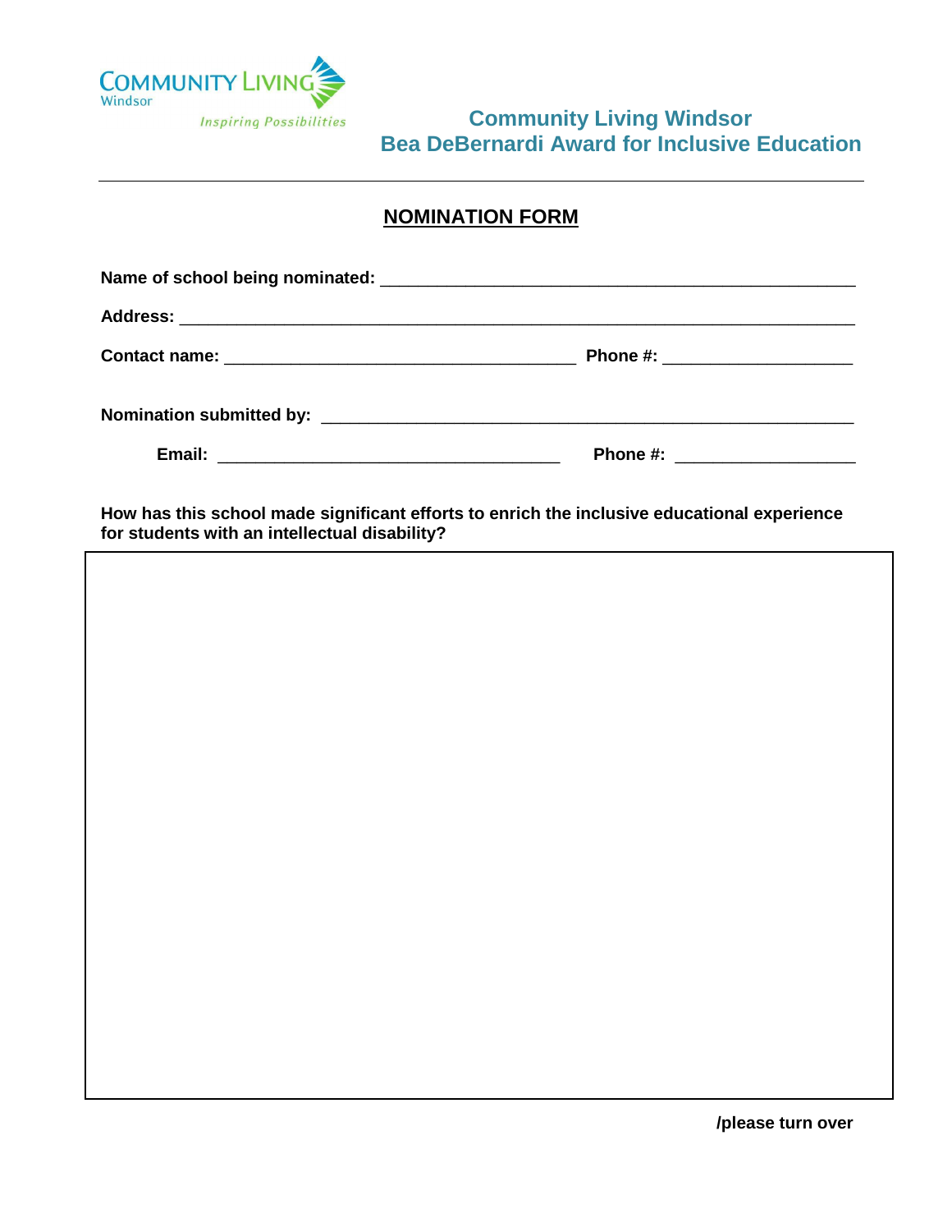Community Living Windsor

Inspiring Possibilities

## Community Living Windsor
## Bea DeBernardi Award for Inclusive Education

---

### NOMINATION FORM

**Name of school being nominated:** ____________________________________________________

**Address:** ________________________________________________________________________

**Contact name:** ______________________________________ **Phone #:** ___________________

**Nomination submitted by:** ___________________________________________________________

**Email:** _____________________________________ **Phone #:** ___________________

**How has this school made significant efforts to enrich the inclusive educational experience for students with an intellectual disability?**

**/please turn over**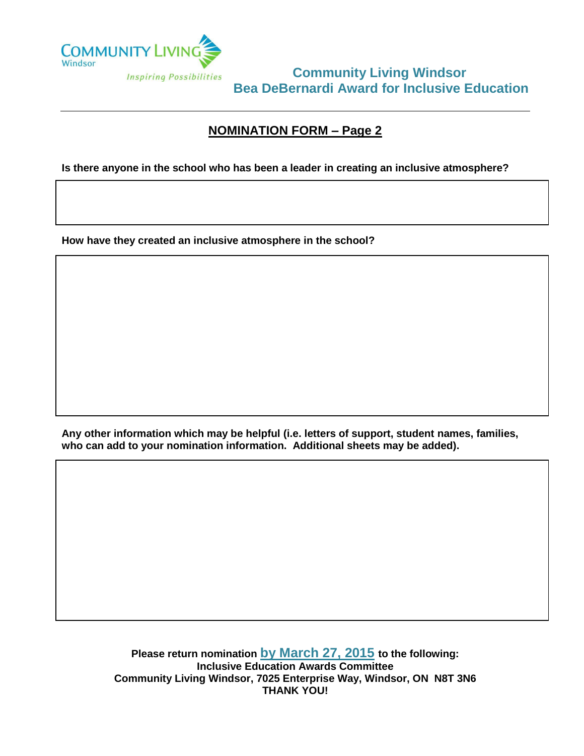Community Living Windsor

*Inspiring Possibilities*

## Community Living Windsor
## Bea DeBernardi Award for Inclusive Education

---

### NOMINATION FORM – Page 2

**Is there anyone in the school who has been a leader in creating an inclusive atmosphere?**

**How have they created an inclusive atmosphere in the school?**

**Any other information which may be helpful (i.e. letters of support, student names, families, who can add to your nomination information. Additional sheets may be added).**

**Please return nomination by March 27, 2015 to the following:**
**Inclusive Education Awards Committee**
**Community Living Windsor, 7025 Enterprise Way, Windsor, ON N8T 3N6**
**THANK YOU!**